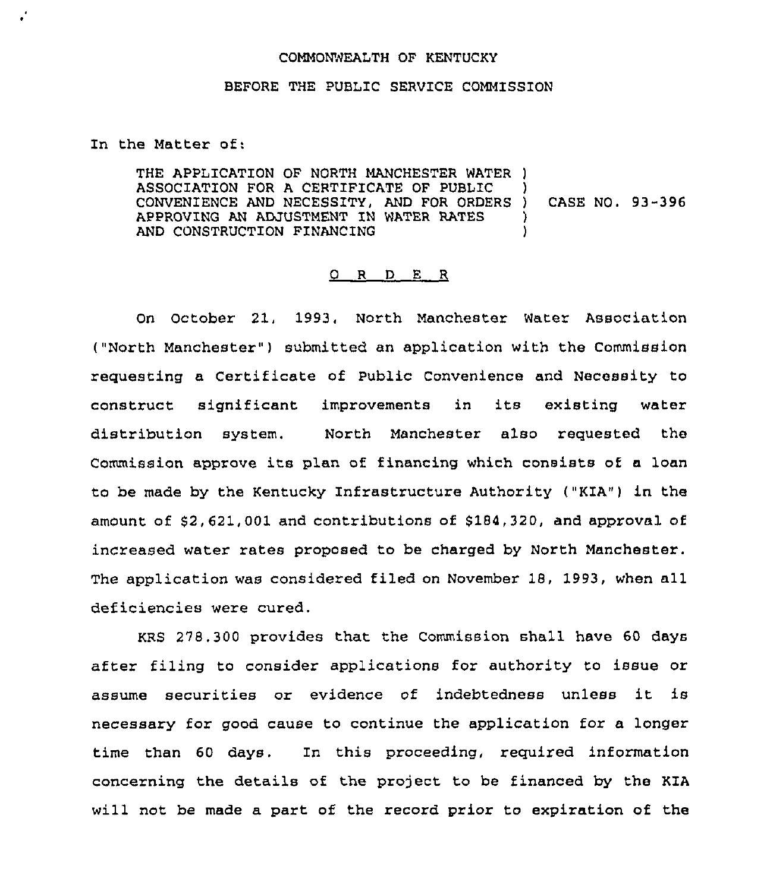COMMONWEALTH OF KENTUCKY

BEFORE THE PUBLIC SERVICE COMMISSION

In the Matter of:

THE APPLICATION OF NORTH MANCHESTER WATER ASSOCIATION FOR A CERTIFICATE OF PUBLIC CONVENIENCE AND NECESSITY, AND FOR ORDERS APPROVING AN ADJUSTMENT IN WATER RATES AND CONSTRUCTION FINANCING ) CASE NO. 93-396

O R D E R

On October 21, 1993, North Manchester Water Association ("North Manchester") submitted an application with the Commission requesting a Certificate of Public Convenience and Necessity to construct significant improvements in its existing water distribution system. North Manchester also requested the Commission approve its plan of financing which consists of a loan to be made by the Kentucky Infrastructure Authority ("KIA") in the amount of $2,621,001 and contributions of $184,320, and approval of increased water rates proposed to be charged by North Manchester. The application was considered filed on November 18, 1993, when all deficiencies were cured.

KRS 278.300 provides that the Commission shall have 60 days after filing to consider applications for authority to issue or assume securities or evidence of indebtedness unless it is necessary for good cause to continue the application for a longer time than 60 days. In this proceeding, required information concerning the details of the project to be financed by the KIA will not be made a part of the record prior to expiration of the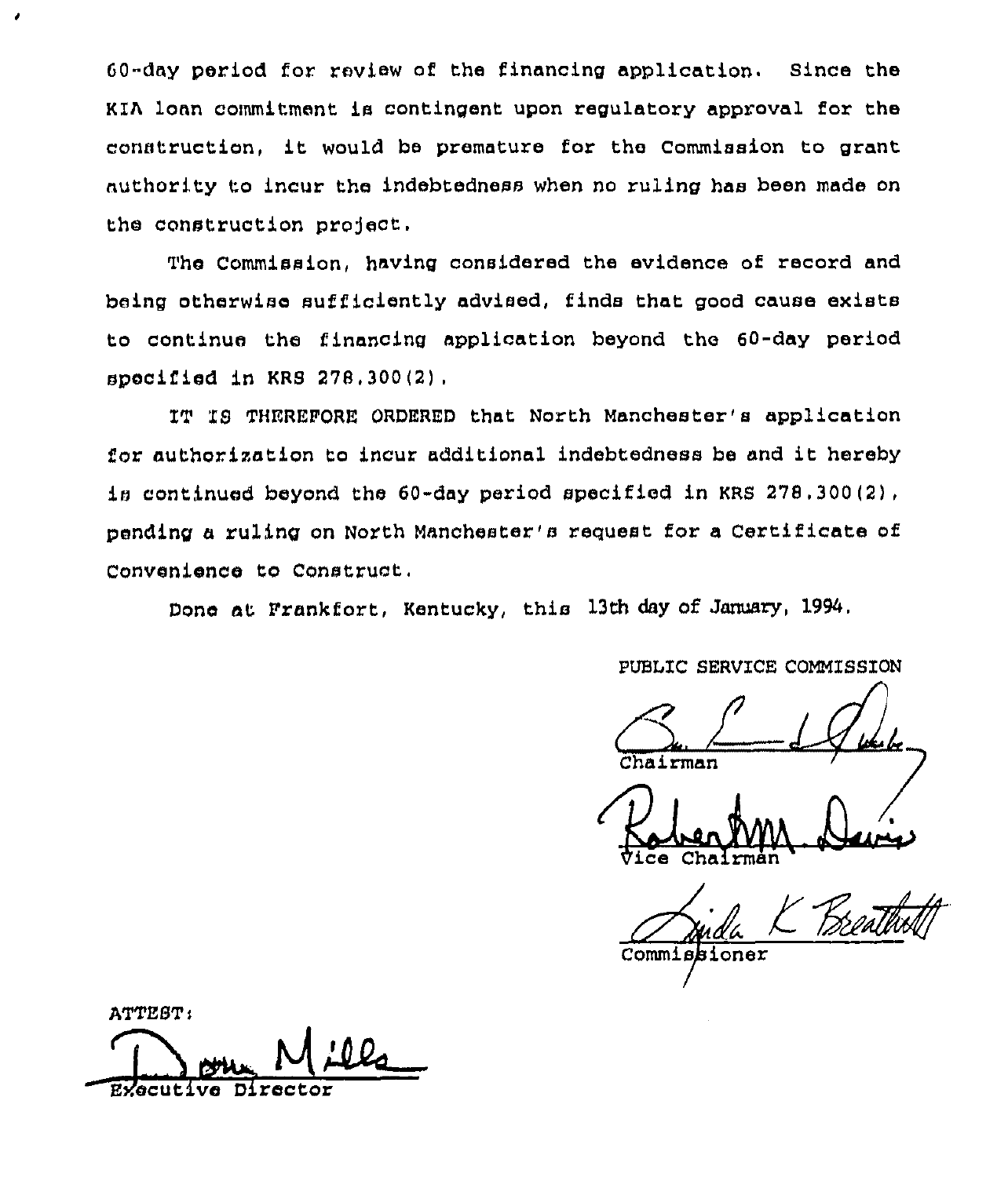60-day period for review of the financing application. Since the KIA loan commitment is contingent upon regulatory approval for the construction, it would be premature for the Commission to grant authority to incur the indebtedness when no ruling has been made on the construction project.

The Commission, having considered the evidence of record and being otherwise sufficiently advised, finds that good cause exists to continue the financing application beyond the 60-day period specified in KRS 278.300(2).

IT IS THEREFORE ORDERED that North Manchester's application for authorization to incur additional indebtedness be and it hereby is continued beyond the 60-day period specified in KRS 278.300(2), pending a ruling on North Manchester's request for a Certificate of Convenience to Construct.

Done at Frankfort, Kentucky, this 13th day of January, 1994.

PUBLIC SERVICE COMMISSION

Chairman

Vice Chairman

Commissioner

ATTEST:

Executive Director